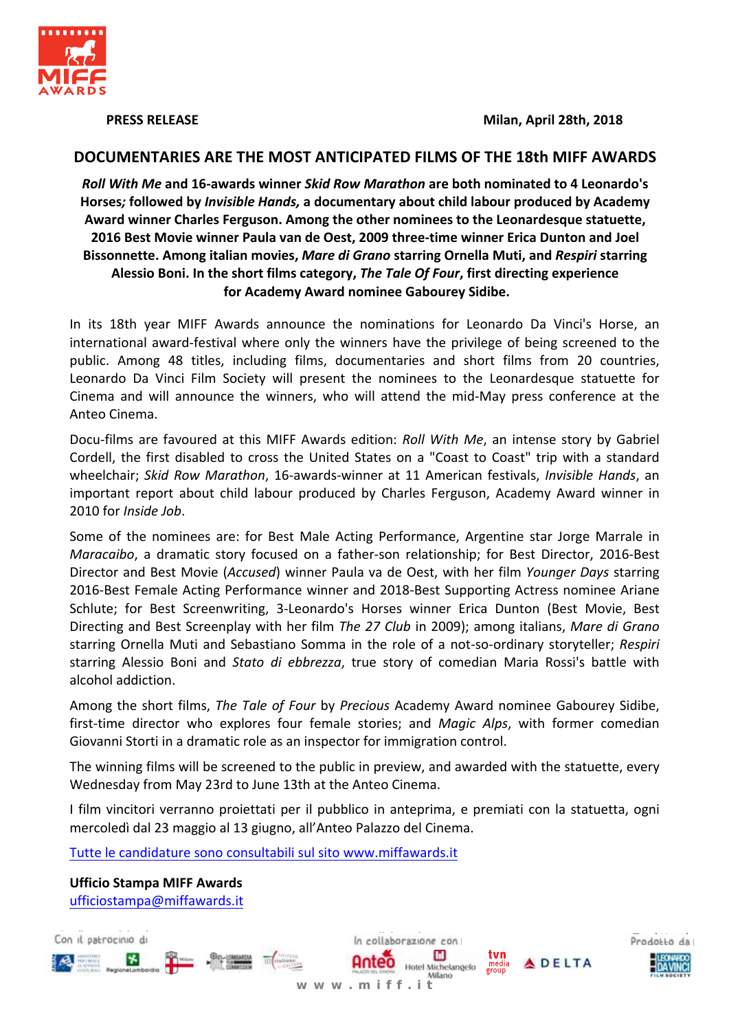**PRESS RELEASE** **Milan, April 28th, 2018**

# DOCUMENTARIES ARE THE MOST ANTICIPATED FILMS OF THE 18th MIFF AWARDS

***Roll With Me* and 16-awards winner *Skid Row Marathon* are both nominated to 4 Leonardo's Horses*;* followed by *Invisible Hands,* a documentary about child labour produced by Academy Award winner Charles Ferguson. Among the other nominees to the Leonardesque statuette, 2016 Best Movie winner Paula van de Oest, 2009 three-time winner Erica Dunton and Joel Bissonnette. Among italian movies, *Mare di Grano* starring Ornella Muti, and *Respiri* starring Alessio Boni. In the short films category, *The Tale Of Four*, first directing experience for Academy Award nominee Gabourey Sidibe.**

In its 18th year MIFF Awards announce the nominations for Leonardo Da Vinci's Horse, an international award-festival where only the winners have the privilege of being screened to the public. Among 48 titles, including films, documentaries and short films from 20 countries, Leonardo Da Vinci Film Society will present the nominees to the Leonardesque statuette for Cinema and will announce the winners, who will attend the mid-May press conference at the Anteo Cinema.

Docu-films are favoured at this MIFF Awards edition: *Roll With Me*, an intense story by Gabriel Cordell, the first disabled to cross the United States on a "Coast to Coast" trip with a standard wheelchair; *Skid Row Marathon*, 16-awards-winner at 11 American festivals, *Invisible Hands*, an important report about child labour produced by Charles Ferguson, Academy Award winner in 2010 for *Inside Job*.

Some of the nominees are: for Best Male Acting Performance, Argentine star Jorge Marrale in *Maracaibo*, a dramatic story focused on a father-son relationship; for Best Director, 2016-Best Director and Best Movie (*Accused*) winner Paula va de Oest, with her film *Younger Days* starring 2016-Best Female Acting Performance winner and 2018-Best Supporting Actress nominee Ariane Schlute; for Best Screenwriting, 3-Leonardo's Horses winner Erica Dunton (Best Movie, Best Directing and Best Screenplay with her film *The 27 Club* in 2009); among italians, *Mare di Grano* starring Ornella Muti and Sebastiano Somma in the role of a not-so-ordinary storyteller; *Respiri* starring Alessio Boni and *Stato di ebbrezza*, true story of comedian Maria Rossi's battle with alcohol addiction.

Among the short films, *The Tale of Four* by *Precious* Academy Award nominee Gabourey Sidibe, first-time director who explores four female stories; and *Magic Alps*, with former comedian Giovanni Storti in a dramatic role as an inspector for immigration control.

The winning films will be screened to the public in preview, and awarded with the statuette, every Wednesday from May 23rd to June 13th at the Anteo Cinema.

I film vincitori verranno proiettati per il pubblico in anteprima, e premiati con la statuetta, ogni mercoledì dal 23 maggio al 13 giugno, all'Anteo Palazzo del Cinema.

Tutte le candidature sono consultabili sul sito www.miffawards.it

**Ufficio Stampa MIFF Awards**
ufficiostampa@miffawards.it

Con il patrocinio di — In collaborazione con — Prodotto da

www.miff.it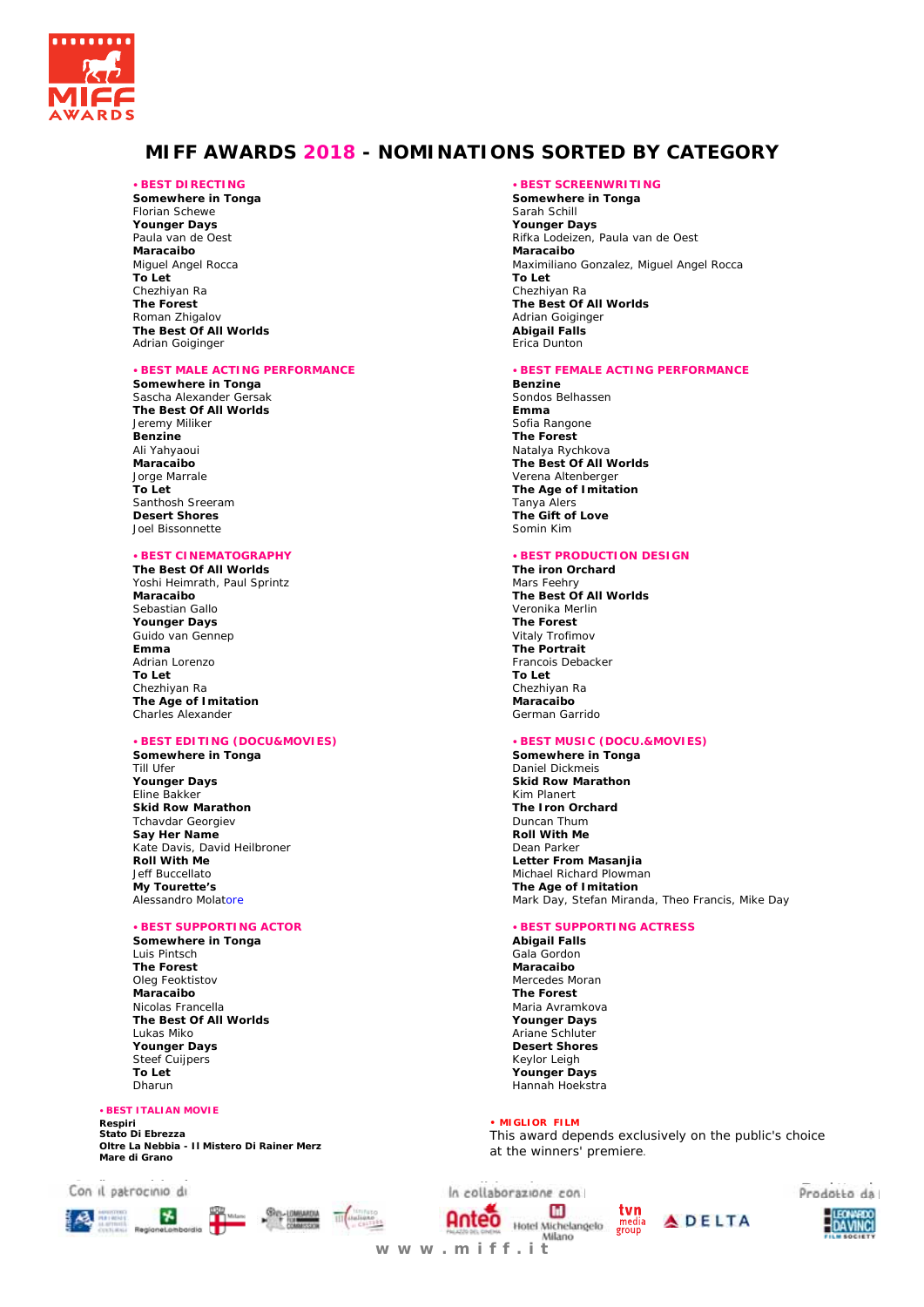# MIFF AWARDS 2018 - NOMINATIONS SORTED BY CATEGORY

## • BEST DIRECTING

**Somewhere in Tonga**
Florian Schewe
**Younger Days**
Paula van de Oest
**Maracaibo**
Miguel Angel Rocca
**To Let**
Chezhiyan Ra
**The Forest**
Roman Zhigalov
**The Best Of All Worlds**
Adrian Goiginger

## • BEST SCREENWRITING

**Somewhere in Tonga**
Sarah Schill
**Younger Days**
Rifka Lodeizen, Paula van de Oest
**Maracaibo**
Maximiliano Gonzalez, Miguel Angel Rocca
**To Let**
Chezhiyan Ra
**The Best Of All Worlds**
Adrian Goiginger
**Abigail Falls**
Erica Dunton

## • BEST MALE ACTING PERFORMANCE

**Somewhere in Tonga**
Sascha Alexander Gersak
**The Best Of All Worlds**
Jeremy Miliker
**Benzine**
Ali Yahyaoui
**Maracaibo**
Jorge Marrale
**To Let**
Santhosh Sreeram
**Desert Shores**
Joel Bissonnette

## • BEST FEMALE ACTING PERFORMANCE

**Benzine**
Sondos Belhassen
**Emma**
Sofia Rangone
**The Forest**
Natalya Rychkova
**The Best Of All Worlds**
Verena Altenberger
**The Age of Imitation**
Tanya Alers
**The Gift of Love**
Somin Kim

## • BEST CINEMATOGRAPHY

**The Best Of All Worlds**
Yoshi Heimrath, Paul Sprintz
**Maracaibo**
Sebastian Gallo
**Younger Days**
Guido van Gennep
**Emma**
Adrian Lorenzo
**To Let**
Chezhiyan Ra
**The Age of Imitation**
Charles Alexander

## • BEST PRODUCTION DESIGN

**The iron Orchard**
Mars Feehry
**The Best Of All Worlds**
Veronika Merlin
**The Forest**
Vitaly Trofimov
**The Portrait**
Francois Debacker
**To Let**
Chezhiyan Ra
**Maracaibo**
German Garrido

## • BEST EDITING (DOCU&MOVIES)

**Somewhere in Tonga**
Till Ufer
**Younger Days**
Eline Bakker
**Skid Row Marathon**
Tchavdar Georgiev
**Say Her Name**
Kate Davis, David Heilbroner
**Roll With Me**
Jeff Buccellato
**My Tourette's**
Alessandro Molatore

## • BEST MUSIC (DOCU.&MOVIES)

**Somewhere in Tonga**
Daniel Dickmeis
**Skid Row Marathon**
Kim Planert
**The Iron Orchard**
Duncan Thum
**Roll With Me**
Dean Parker
**Letter From Masanjia**
Michael Richard Plowman
**The Age of Imitation**
Mark Day, Stefan Miranda, Theo Francis, Mike Day

## • BEST SUPPORTING ACTOR

**Somewhere in Tonga**
Luis Pintsch
**The Forest**
Oleg Feoktistov
**Maracaibo**
Nicolas Francella
**The Best Of All Worlds**
Lukas Miko
**Younger Days**
Steef Cuijpers
**To Let**
Dharun

## • BEST SUPPORTING ACTRESS

**Abigail Falls**
Gala Gordon
**Maracaibo**
Mercedes Moran
**The Forest**
Maria Avramkova
**Younger Days**
Ariane Schluter
**Desert Shores**
Keylor Leigh
**Younger Days**
Hannah Hoekstra

## • BEST ITALIAN MOVIE

**Respiri**
**Stato Di Ebrezza**
**Oltre La Nebbia - Il Mistero Di Rainer Merz**
**Mare di Grano**

## • MIGLIOR FILM

This award depends exclusively on the public's choice at the winners' premiere.

Con il patrocinio di

In collaborazione con

Prodotto da

www.miff.it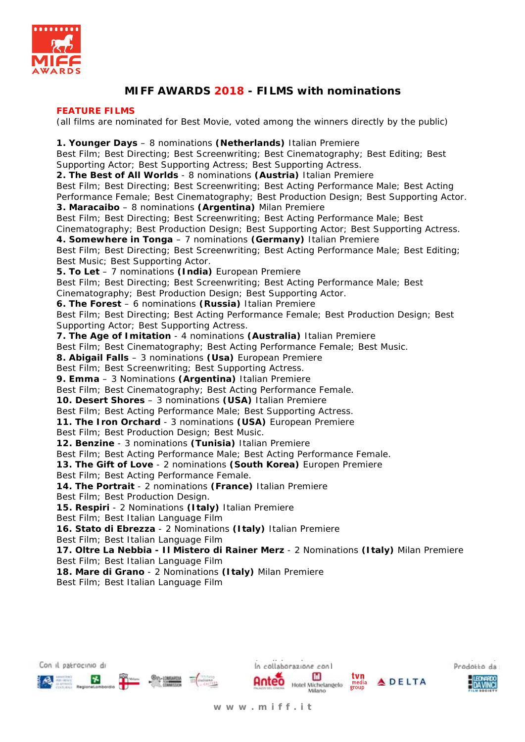# MIFF AWARDS 2018 - FILMS with nominations

## FEATURE FILMS

(all films are nominated for Best Movie, voted among the winners directly by the public)

**1. Younger Days** – 8 nominations **(Netherlands)** Italian Premiere
Best Film; Best Directing; Best Screenwriting; Best Cinematography; Best Editing; Best Supporting Actor; Best Supporting Actress; Best Supporting Actress.

**2. The Best of All Worlds** - 8 nominations **(Austria)** Italian Premiere
Best Film; Best Directing; Best Screenwriting; Best Acting Performance Male; Best Acting Performance Female; Best Cinematography; Best Production Design; Best Supporting Actor.

**3. Maracaibo** – 8 nominations **(Argentina)** Milan Premiere
Best Film; Best Directing; Best Screenwriting; Best Acting Performance Male; Best Cinematography; Best Production Design; Best Supporting Actor; Best Supporting Actress.

**4. Somewhere in Tonga** – 7 nominations **(Germany)** Italian Premiere
Best Film; Best Directing; Best Screenwriting; Best Acting Performance Male; Best Editing; Best Music; Best Supporting Actor.

**5. To Let** – 7 nominations **(India)** European Premiere
Best Film; Best Directing; Best Screenwriting; Best Acting Performance Male; Best Cinematography; Best Production Design; Best Supporting Actor.

**6. The Forest** – 6 nominations **(Russia)** Italian Premiere
Best Film; Best Directing; Best Acting Performance Female; Best Production Design; Best Supporting Actor; Best Supporting Actress.

**7. The Age of Imitation** - 4 nominations **(Australia)** Italian Premiere
Best Film; Best Cinematography; Best Acting Performance Female; Best Music.

**8. Abigail Falls** – 3 nominations **(Usa)** European Premiere
Best Film; Best Screenwriting; Best Supporting Actress.

**9. Emma** – 3 Nominations **(Argentina)** Italian Premiere
Best Film; Best Cinematography; Best Acting Performance Female.

**10. Desert Shores** – 3 nominations **(USA)** Italian Premiere
Best Film; Best Acting Performance Male; Best Supporting Actress.

**11. The Iron Orchard** - 3 nominations **(USA)** European Premiere
Best Film; Best Production Design; Best Music.

**12. Benzine** - 3 nominations **(Tunisia)** Italian Premiere
Best Film; Best Acting Performance Male; Best Acting Performance Female.

**13. The Gift of Love** - 2 nominations **(South Korea)** Europen Premiere
Best Film; Best Acting Performance Female.

**14. The Portrait** - 2 nominations **(France)** Italian Premiere
Best Film; Best Production Design.

**15. Respiri** - 2 Nominations **(Italy)** Italian Premiere
Best Film; Best Italian Language Film

**16. Stato di Ebrezza** - 2 Nominations **(Italy)** Italian Premiere
Best Film; Best Italian Language Film

**17. Oltre La Nebbia - Il Mistero di Rainer Merz** - 2 Nominations **(Italy)** Milan Premiere
Best Film; Best Italian Language Film

**18. Mare di Grano** - 2 Nominations **(Italy)** Milan Premiere
Best Film; Best Italian Language Film

Con il patrocinio di | In collaborazione con | Prodotto da

www.miff.it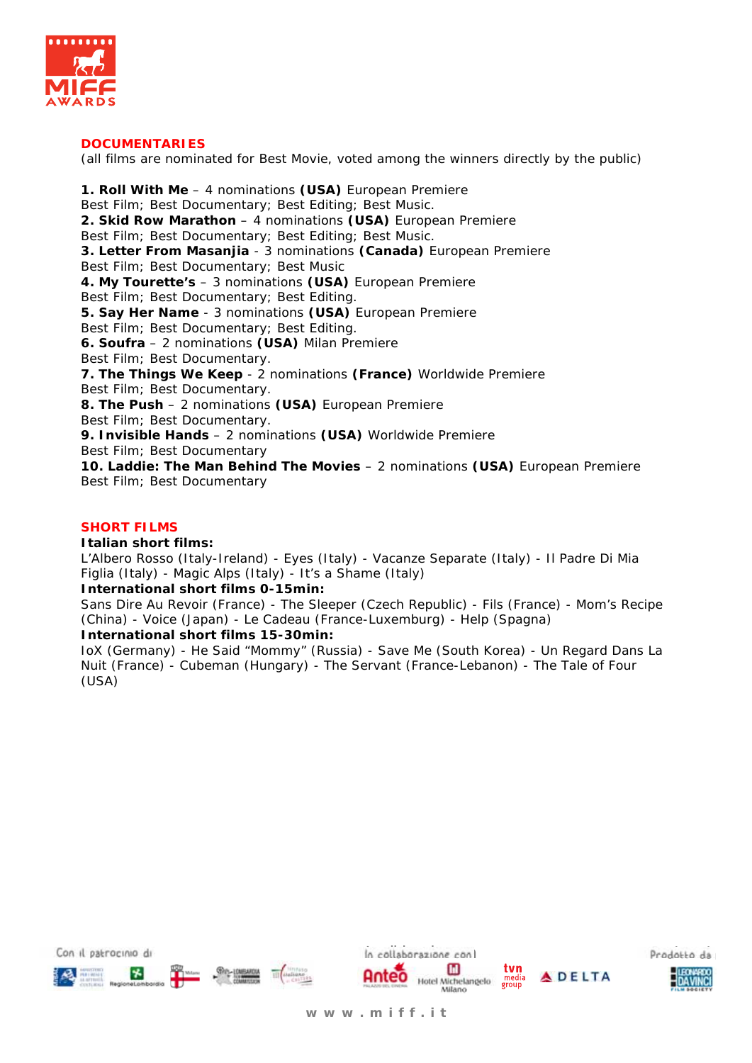## DOCUMENTARIES

(all films are nominated for Best Movie, voted among the winners directly by the public)

**1. Roll With Me** – 4 nominations **(USA)** European Premiere
Best Film; Best Documentary; Best Editing; Best Music.
**2. Skid Row Marathon** – 4 nominations **(USA)** European Premiere
Best Film; Best Documentary; Best Editing; Best Music.
**3. Letter From Masanjia** - 3 nominations **(Canada)** European Premiere
Best Film; Best Documentary; Best Music
**4. My Tourette's** – 3 nominations **(USA)** European Premiere
Best Film; Best Documentary; Best Editing.
**5. Say Her Name** - 3 nominations **(USA)** European Premiere
Best Film; Best Documentary; Best Editing.
**6. Soufra** – 2 nominations **(USA)** Milan Premiere
Best Film; Best Documentary.
**7. The Things We Keep** - 2 nominations **(France)** Worldwide Premiere
Best Film; Best Documentary.
**8. The Push** – 2 nominations **(USA)** European Premiere
Best Film; Best Documentary.
**9. Invisible Hands** – 2 nominations **(USA)** Worldwide Premiere
Best Film; Best Documentary
**10. Laddie: The Man Behind The Movies** – 2 nominations **(USA)** European Premiere
Best Film; Best Documentary

## SHORT FILMS

**Italian short films:**
L'Albero Rosso (Italy-Ireland) - Eyes (Italy) - Vacanze Separate (Italy) - Il Padre Di Mia Figlia (Italy) - Magic Alps (Italy) - It's a Shame (Italy)

**International short films 0-15min:**
Sans Dire Au Revoir (France) - The Sleeper (Czech Republic) - Fils (France) - Mom's Recipe (China) - Voice (Japan) - Le Cadeau (France-Luxemburg) - Help (Spagna)

**International short films 15-30min:**
IoX (Germany) - He Said "Mommy" (Russia) - Save Me (South Korea) - Un Regard Dans La Nuit (France) - Cubeman (Hungary) - The Servant (France-Lebanon) - The Tale of Four (USA)